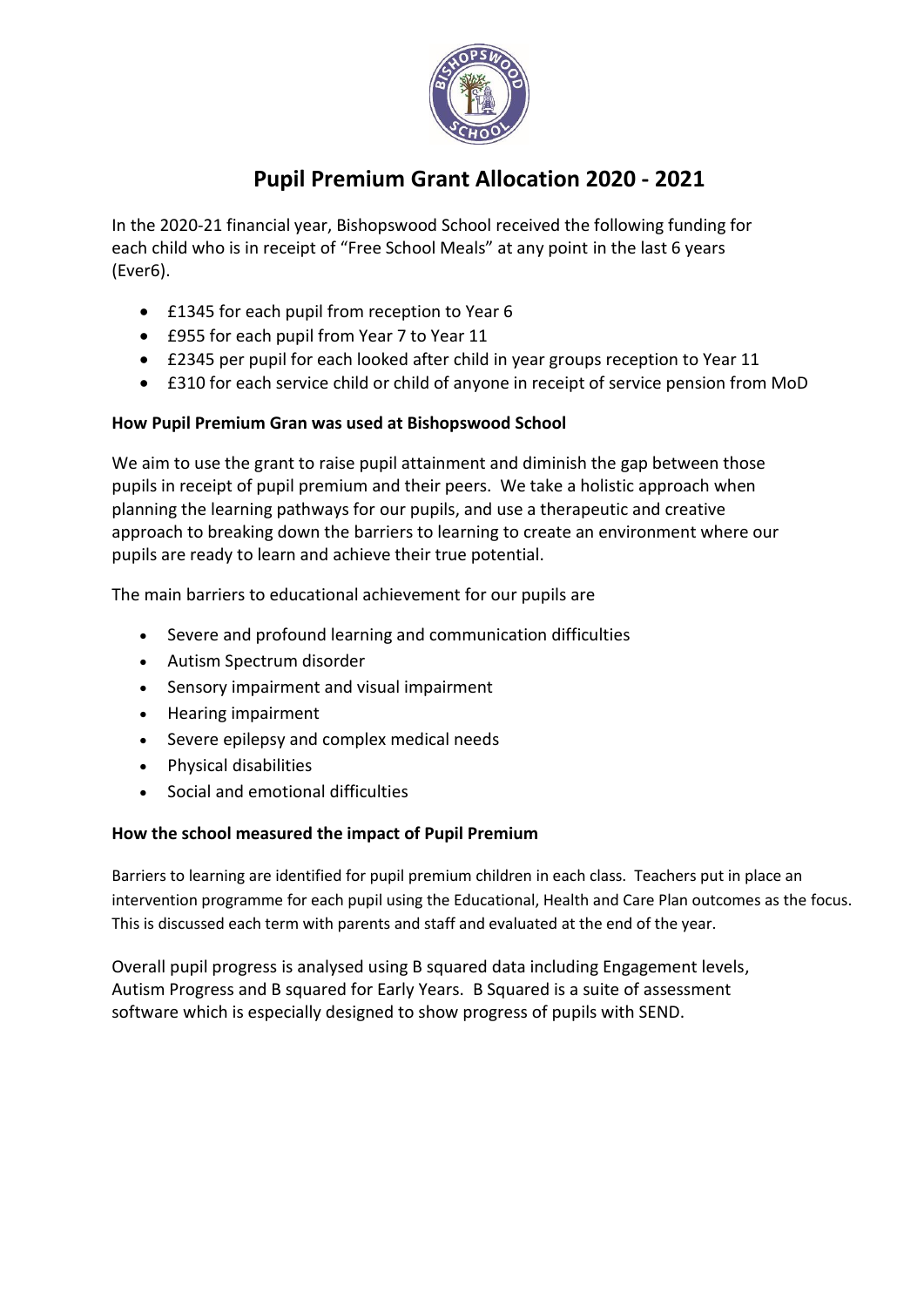# Pupil Premium Grant Allocation 2020 - 2021

In the 2020-21 financial year, Bishopswood School received the following funding for each child who is in receipt of "Free School Meals" at any point in the last 6 years (Ever6).

- £1345 for each pupil from reception to Year 6
- £955 for each pupil from Year 7 to Year 11
- £2345 per pupil for each looked after child in year groups reception to Year 11
- £310 for each service child or child of anyone in receipt of service pension from MoD

**How Pupil Premium Gran was used at Bishopswood School**

We aim to use the grant to raise pupil attainment and diminish the gap between those pupils in receipt of pupil premium and their peers. We take a holistic approach when planning the learning pathways for our pupils, and use a therapeutic and creative approach to breaking down the barriers to learning to create an environment where our pupils are ready to learn and achieve their true potential.

The main barriers to educational achievement for our pupils are

- Severe and profound learning and communication difficulties
- Autism Spectrum disorder
- Sensory impairment and visual impairment
- Hearing impairment
- Severe epilepsy and complex medical needs
- Physical disabilities
- Social and emotional difficulties

**How the school measured the impact of Pupil Premium**

Barriers to learning are identified for pupil premium children in each class. Teachers put in place an intervention programme for each pupil using the Educational, Health and Care Plan outcomes as the focus. This is discussed each term with parents and staff and evaluated at the end of the year.

Overall pupil progress is analysed using B squared data including Engagement levels, Autism Progress and B squared for Early Years. B Squared is a suite of assessment software which is especially designed to show progress of pupils with SEND.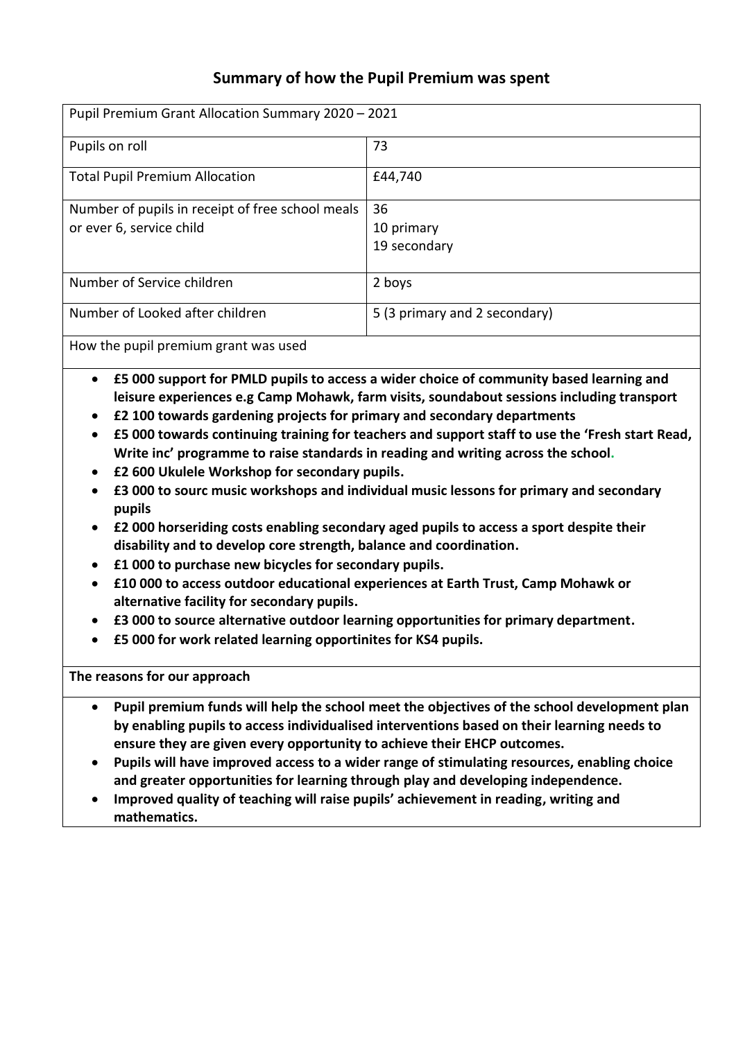## Summary of how the Pupil Premium was spent

| | |
|---|---|
| Pupil Premium Grant Allocation Summary 2020 – 2021 | |
| Pupils on roll | 73 |
| Total Pupil Premium Allocation | £44,740 |
| Number of pupils in receipt of free school meals or ever 6, service child | 36<br>10 primary<br>19 secondary |
| Number of Service children | 2 boys |
| Number of Looked after children | 5 (3 primary and 2 secondary) |

How the pupil premium grant was used

- **£5 000 support for PMLD pupils to access a wider choice of community based learning and leisure experiences e.g Camp Mohawk, farm visits, soundabout sessions including transport**
- **£2 100 towards gardening projects for primary and secondary departments**
- **£5 000 towards continuing training for teachers and support staff to use the 'Fresh start Read, Write inc' programme to raise standards in reading and writing across the school.**
- **£2 600 Ukulele Workshop for secondary pupils.**
- **£3 000 to sourc music workshops and individual music lessons for primary and secondary pupils**
- **£2 000 horseriding costs enabling secondary aged pupils to access a sport despite their disability and to develop core strength, balance and coordination.**
- **£1 000 to purchase new bicycles for secondary pupils.**
- **£10 000 to access outdoor educational experiences at Earth Trust, Camp Mohawk or alternative facility for secondary pupils.**
- **£3 000 to source alternative outdoor learning opportunities for primary department.**
- **£5 000 for work related learning opportinites for KS4 pupils.**

**The reasons for our approach**

- **Pupil premium funds will help the school meet the objectives of the school development plan by enabling pupils to access individualised interventions based on their learning needs to ensure they are given every opportunity to achieve their EHCP outcomes.**
- **Pupils will have improved access to a wider range of stimulating resources, enabling choice and greater opportunities for learning through play and developing independence.**
- **Improved quality of teaching will raise pupils' achievement in reading, writing and mathematics.**